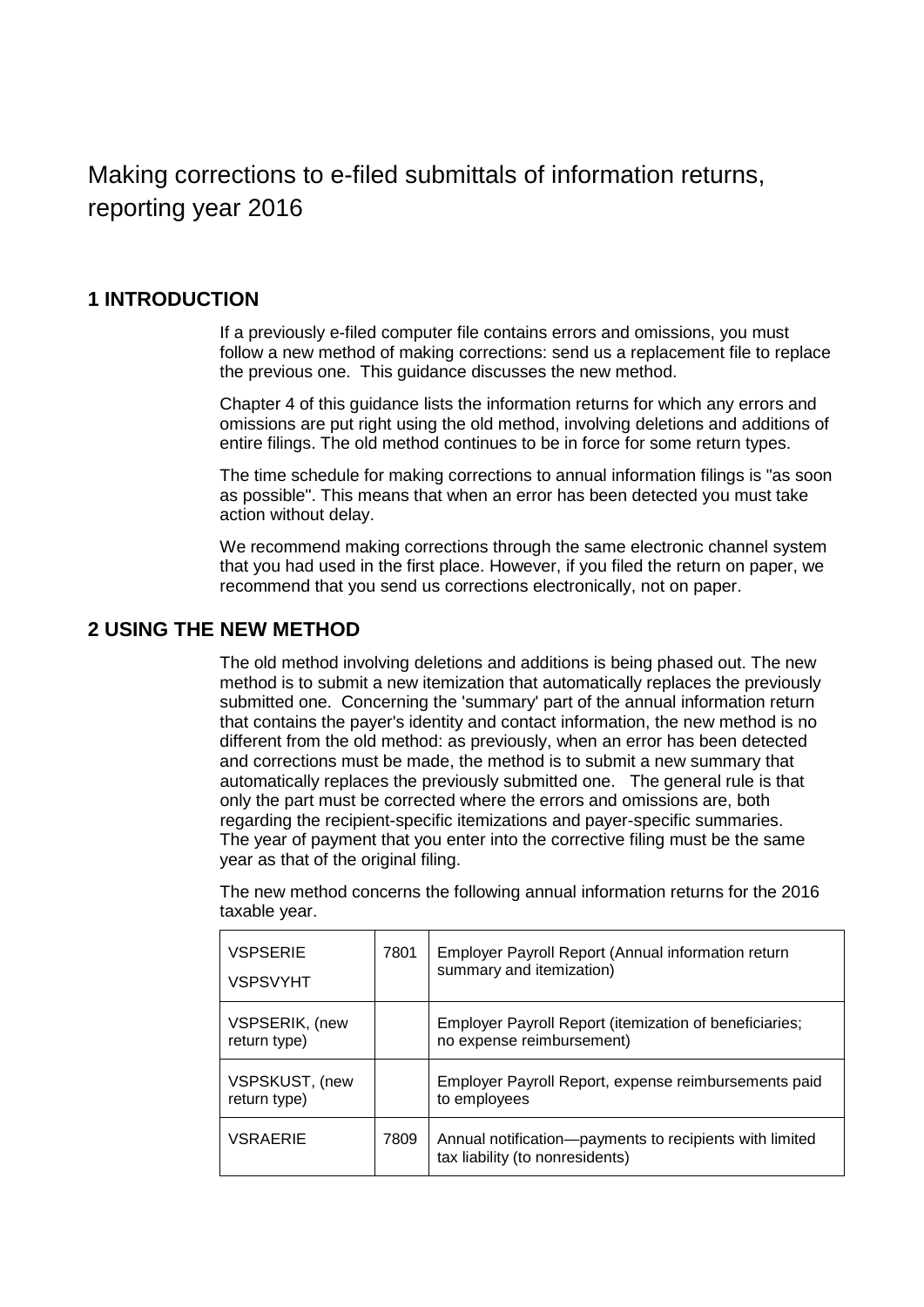# Making corrections to e-filed submittals of information returns, reporting year 2016

## 1 INTRODUCTION

If a previously e-filed computer file contains errors and omissions, you must follow a new method of making corrections: send us a replacement file to replace the previous one. This guidance discusses the new method.

Chapter 4 of this guidance lists the information returns for which any errors and omissions are put right using the old method, involving deletions and additions of entire filings. The old method continues to be in force for some return types.

The time schedule for making corrections to annual information filings is "as soon as possible". This means that when an error has been detected you must take action without delay.

We recommend making corrections through the same electronic channel system that you had used in the first place. However, if you filed the return on paper, we recommend that you send us corrections electronically, not on paper.

## 2 USING THE NEW METHOD

The old method involving deletions and additions is being phased out. The new method is to submit a new itemization that automatically replaces the previously submitted one. Concerning the 'summary' part of the annual information return that contains the payer's identity and contact information, the new method is no different from the old method: as previously, when an error has been detected and corrections must be made, the method is to submit a new summary that automatically replaces the previously submitted one. The general rule is that only the part must be corrected where the errors and omissions are, both regarding the recipient-specific itemizations and payer-specific summaries. The year of payment that you enter into the corrective filing must be the same year as that of the original filing.

The new method concerns the following annual information returns for the 2016 taxable year.

| | | |
|---|---|---|
| VSPSERIE<br>VSPSVYHT | 7801 | Employer Payroll Report (Annual information return summary and itemization) |
| VSPSERIK, (new return type) | | Employer Payroll Report (itemization of beneficiaries; no expense reimbursement) |
| VSPSKUST, (new return type) | | Employer Payroll Report, expense reimbursements paid to employees |
| VSRAERIE | 7809 | Annual notification—payments to recipients with limited tax liability (to nonresidents) |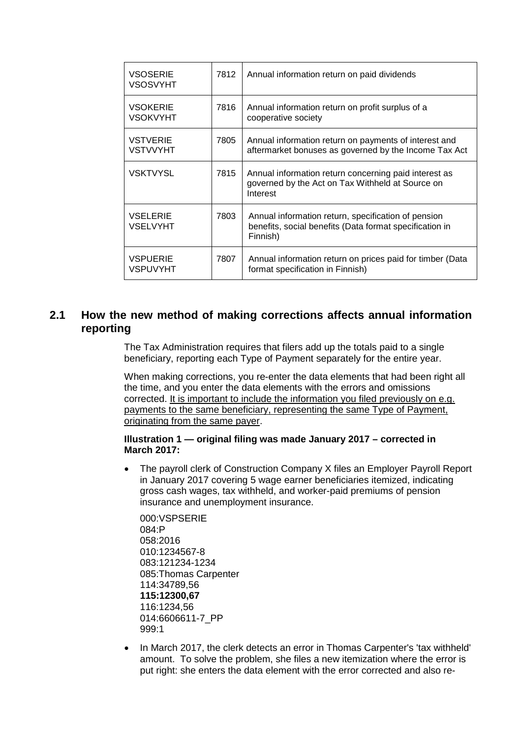| | | |
|---|---|---|
| VSOSERIE VSOSVYHT | 7812 | Annual information return on paid dividends |
| VSOKERIE VSOKVYHT | 7816 | Annual information return on profit surplus of a cooperative society |
| VSTVERIE VSTVVYHT | 7805 | Annual information return on payments of interest and aftermarket bonuses as governed by the Income Tax Act |
| VSKTVYSL | 7815 | Annual information return concerning paid interest as governed by the Act on Tax Withheld at Source on Interest |
| VSELERIE VSELVYHT | 7803 | Annual information return, specification of pension benefits, social benefits (Data format specification in Finnish) |
| VSPUERIE VSPUVYHT | 7807 | Annual information return on prices paid for timber (Data format specification in Finnish) |

## 2.1 How the new method of making corrections affects annual information reporting

The Tax Administration requires that filers add up the totals paid to a single beneficiary, reporting each Type of Payment separately for the entire year.

When making corrections, you re-enter the data elements that had been right all the time, and you enter the data elements with the errors and omissions corrected. <u>It is important to include the information you filed previously on e.g. payments to the same beneficiary, representing the same Type of Payment, originating from the same payer</u>.

**Illustration 1 — original filing was made January 2017 – corrected in March 2017:**

- The payroll clerk of Construction Company X files an Employer Payroll Report in January 2017 covering 5 wage earner beneficiaries itemized, indicating gross cash wages, tax withheld, and worker-paid premiums of pension insurance and unemployment insurance.

  000:VSPSERIE
  084:P
  058:2016
  010:1234567-8
  083:121234-1234
  085:Thomas Carpenter
  114:34789,56
  **115:12300,67**
  116:1234,56
  014:6606611-7_PP
  999:1

- In March 2017, the clerk detects an error in Thomas Carpenter's 'tax withheld' amount. To solve the problem, she files a new itemization where the error is put right: she enters the data element with the error corrected and also re-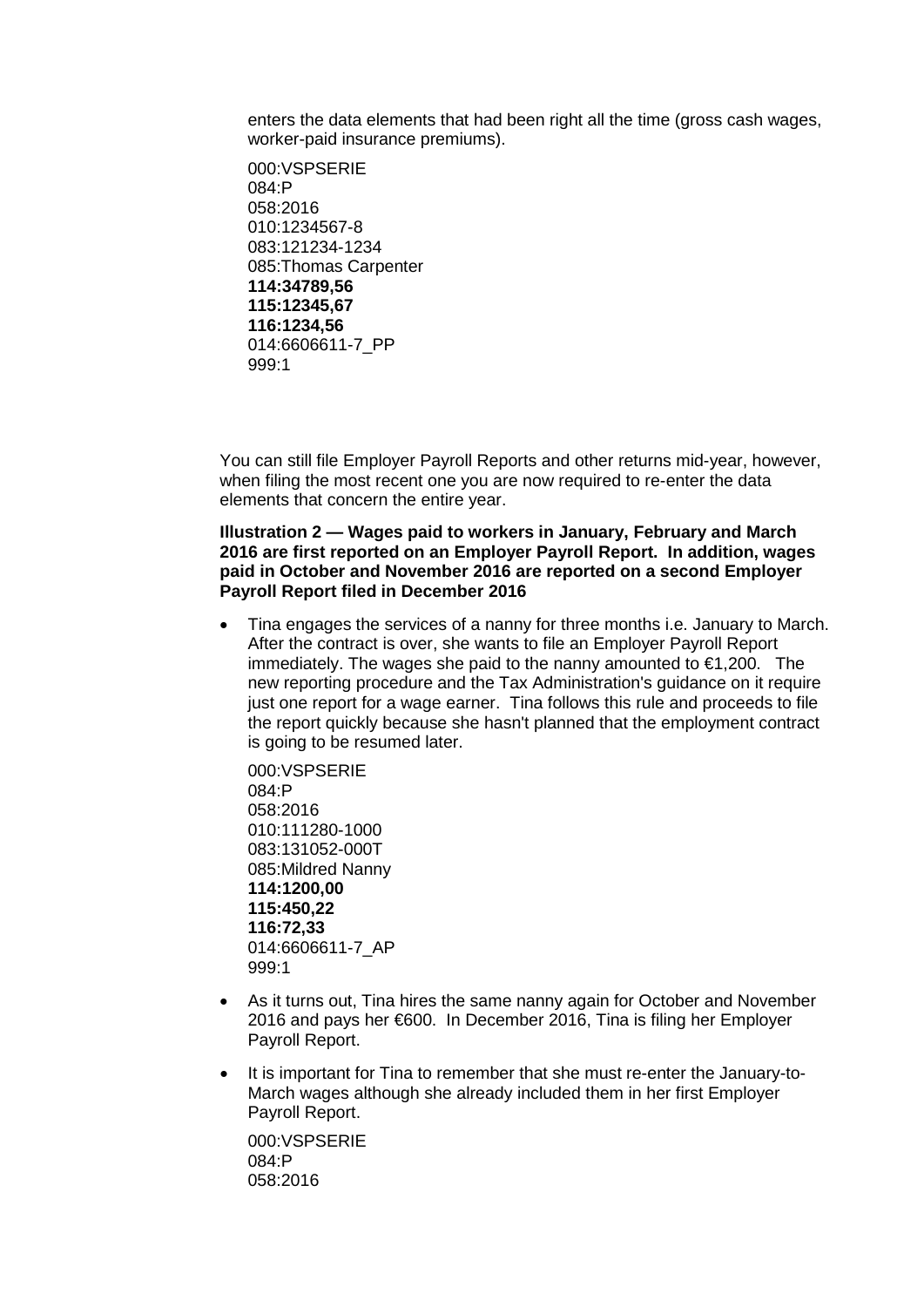enters the data elements that had been right all the time (gross cash wages, worker-paid insurance premiums).

000:VSPSERIE
084:P
058:2016
010:1234567-8
083:121234-1234
085:Thomas Carpenter
**114:34789,56**
**115:12345,67**
**116:1234,56**
014:6606611-7_PP
999:1

You can still file Employer Payroll Reports and other returns mid-year, however, when filing the most recent one you are now required to re-enter the data elements that concern the entire year.

**Illustration 2 — Wages paid to workers in January, February and March 2016 are first reported on an Employer Payroll Report. In addition, wages paid in October and November 2016 are reported on a second Employer Payroll Report filed in December 2016**

- Tina engages the services of a nanny for three months i.e. January to March. After the contract is over, she wants to file an Employer Payroll Report immediately. The wages she paid to the nanny amounted to €1,200. The new reporting procedure and the Tax Administration's guidance on it require just one report for a wage earner. Tina follows this rule and proceeds to file the report quickly because she hasn't planned that the employment contract is going to be resumed later.

000:VSPSERIE
084:P
058:2016
010:111280-1000
083:131052-000T
085:Mildred Nanny
**114:1200,00**
**115:450,22**
**116:72,33**
014:6606611-7_AP
999:1

- As it turns out, Tina hires the same nanny again for October and November 2016 and pays her €600. In December 2016, Tina is filing her Employer Payroll Report.
- It is important for Tina to remember that she must re-enter the January-to-March wages although she already included them in her first Employer Payroll Report.

000:VSPSERIE
084:P
058:2016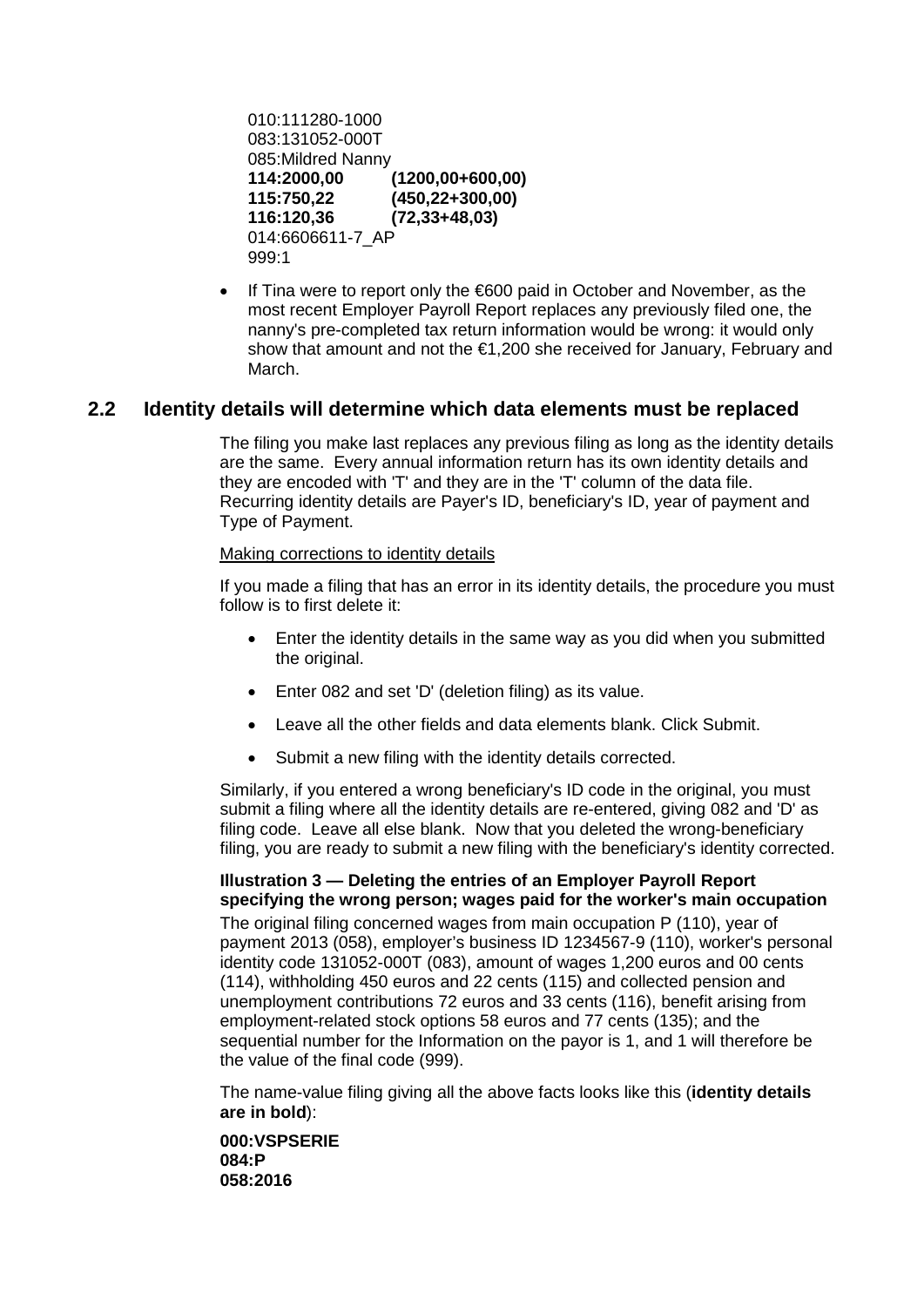010:111280-1000
083:131052-000T
085:Mildred Nanny
**114:2000,00 (1200,00+600,00)**
**115:750,22 (450,22+300,00)**
**116:120,36 (72,33+48,03)**
014:6606611-7_AP
999:1

- If Tina were to report only the €600 paid in October and November, as the most recent Employer Payroll Report replaces any previously filed one, the nanny's pre-completed tax return information would be wrong: it would only show that amount and not the €1,200 she received for January, February and March.

## 2.2 Identity details will determine which data elements must be replaced

The filing you make last replaces any previous filing as long as the identity details are the same. Every annual information return has its own identity details and they are encoded with 'T' and they are in the 'T' column of the data file. Recurring identity details are Payer's ID, beneficiary's ID, year of payment and Type of Payment.

Making corrections to identity details

If you made a filing that has an error in its identity details, the procedure you must follow is to first delete it:

- Enter the identity details in the same way as you did when you submitted the original.
- Enter 082 and set 'D' (deletion filing) as its value.
- Leave all the other fields and data elements blank. Click Submit.
- Submit a new filing with the identity details corrected.

Similarly, if you entered a wrong beneficiary's ID code in the original, you must submit a filing where all the identity details are re-entered, giving 082 and 'D' as filing code. Leave all else blank. Now that you deleted the wrong-beneficiary filing, you are ready to submit a new filing with the beneficiary's identity corrected.

**Illustration 3 — Deleting the entries of an Employer Payroll Report specifying the wrong person; wages paid for the worker's main occupation**

The original filing concerned wages from main occupation P (110), year of payment 2013 (058), employer's business ID 1234567-9 (110), worker's personal identity code 131052-000T (083), amount of wages 1,200 euros and 00 cents (114), withholding 450 euros and 22 cents (115) and collected pension and unemployment contributions 72 euros and 33 cents (116), benefit arising from employment-related stock options 58 euros and 77 cents (135); and the sequential number for the Information on the payor is 1, and 1 will therefore be the value of the final code (999).

The name-value filing giving all the above facts looks like this (**identity details are in bold**):

**000:VSPSERIE**
**084:P**
**058:2016**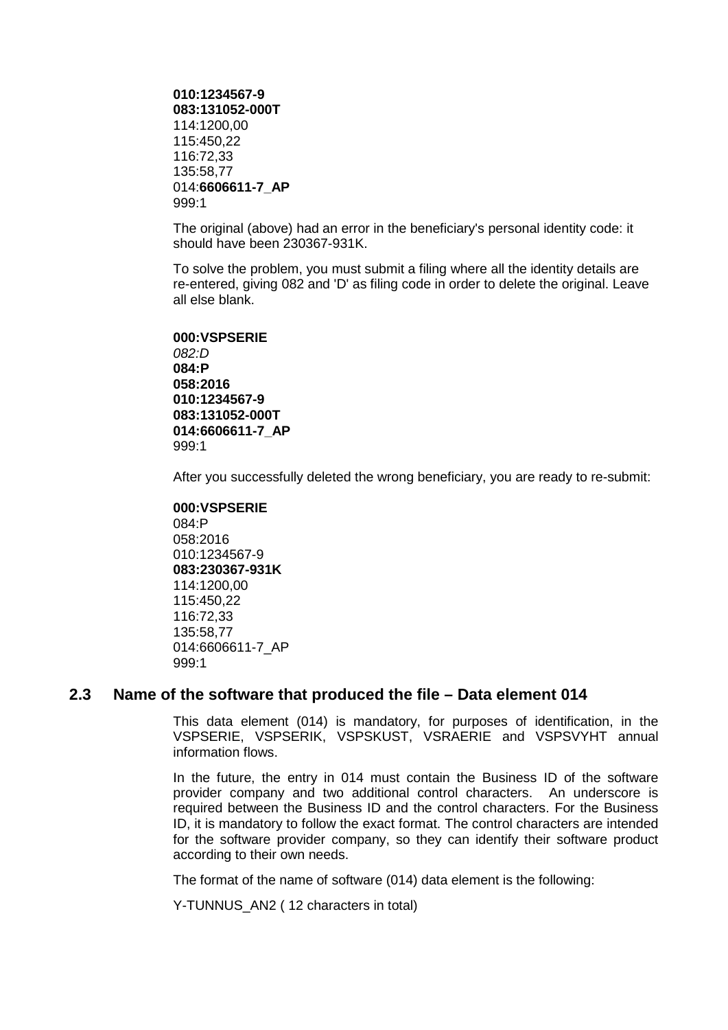**010:1234567-9**
**083:131052-000T**
114:1200,00
115:450,22
116:72,33
135:58,77
014:**6606611-7_AP**
999:1

The original (above) had an error in the beneficiary's personal identity code: it should have been 230367-931K.

To solve the problem, you must submit a filing where all the identity details are re-entered, giving 082 and 'D' as filing code in order to delete the original. Leave all else blank.

**000:VSPSERIE**
*082:D*
**084:P**
**058:2016**
**010:1234567-9**
**083:131052-000T**
**014:6606611-7_AP**
999:1

After you successfully deleted the wrong beneficiary, you are ready to re-submit:

**000:VSPSERIE**
084:P
058:2016
010:1234567-9
**083:230367-931K**
114:1200,00
115:450,22
116:72,33
135:58,77
014:6606611-7_AP
999:1

## 2.3 Name of the software that produced the file – Data element 014

This data element (014) is mandatory, for purposes of identification, in the VSPSERIE, VSPSERIK, VSPSKUST, VSRAERIE and VSPSVYHT annual information flows.

In the future, the entry in 014 must contain the Business ID of the software provider company and two additional control characters. An underscore is required between the Business ID and the control characters. For the Business ID, it is mandatory to follow the exact format. The control characters are intended for the software provider company, so they can identify their software product according to their own needs.

The format of the name of software (014) data element is the following:

Y-TUNNUS_AN2 ( 12 characters in total)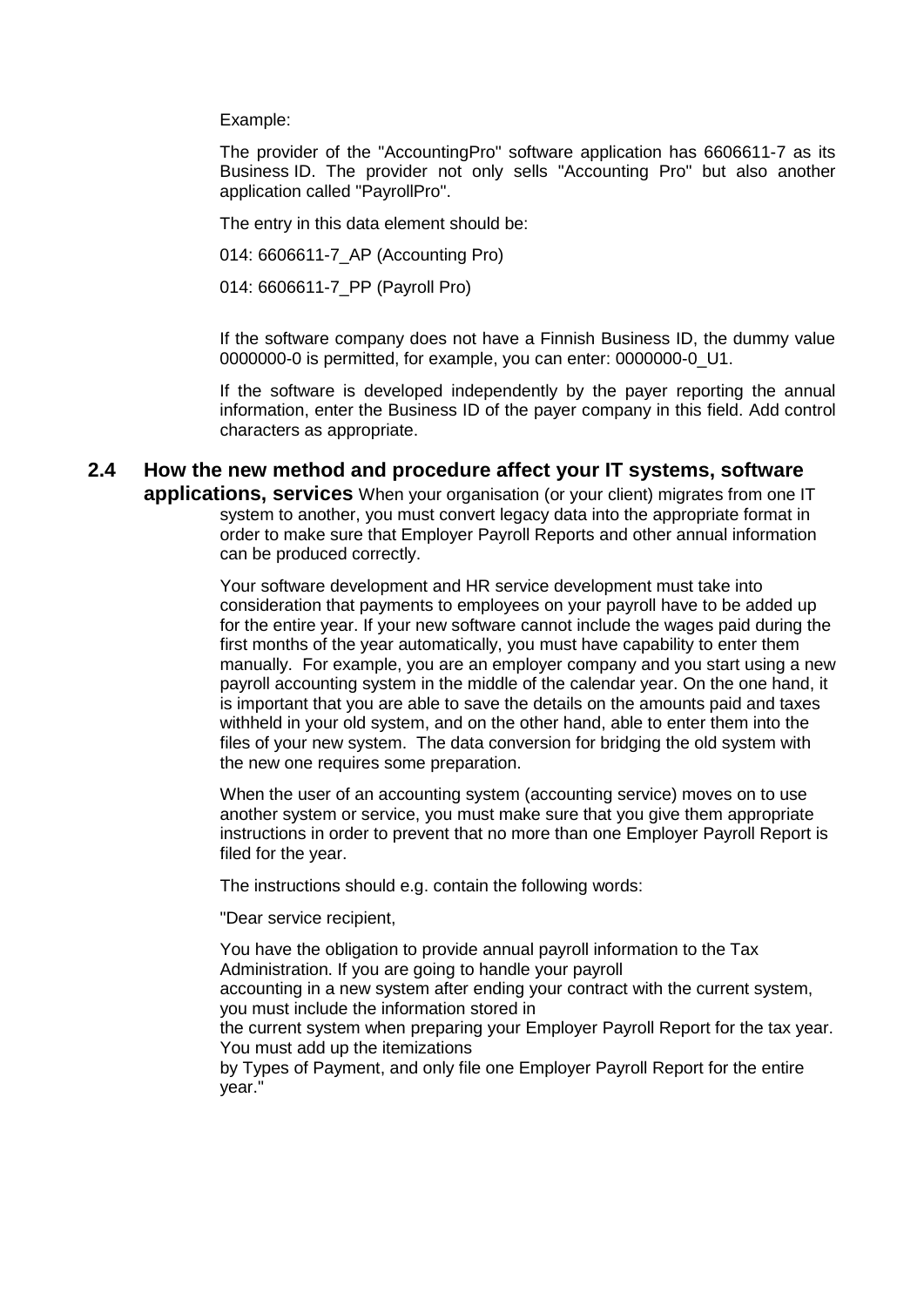Example:

The provider of the "AccountingPro" software application has 6606611-7 as its Business ID. The provider not only sells "Accounting Pro" but also another application called "PayrollPro".

The entry in this data element should be:

014: 6606611-7_AP (Accounting Pro)

014: 6606611-7_PP (Payroll Pro)

If the software company does not have a Finnish Business ID, the dummy value 0000000-0 is permitted, for example, you can enter: 0000000-0_U1.

If the software is developed independently by the payer reporting the annual information, enter the Business ID of the payer company in this field. Add control characters as appropriate.

## 2.4 How the new method and procedure affect your IT systems, software applications, services

When your organisation (or your client) migrates from one IT system to another, you must convert legacy data into the appropriate format in order to make sure that Employer Payroll Reports and other annual information can be produced correctly.

Your software development and HR service development must take into consideration that payments to employees on your payroll have to be added up for the entire year. If your new software cannot include the wages paid during the first months of the year automatically, you must have capability to enter them manually. For example, you are an employer company and you start using a new payroll accounting system in the middle of the calendar year. On the one hand, it is important that you are able to save the details on the amounts paid and taxes withheld in your old system, and on the other hand, able to enter them into the files of your new system. The data conversion for bridging the old system with the new one requires some preparation.

When the user of an accounting system (accounting service) moves on to use another system or service, you must make sure that you give them appropriate instructions in order to prevent that no more than one Employer Payroll Report is filed for the year.

The instructions should e.g. contain the following words:

"Dear service recipient,

You have the obligation to provide annual payroll information to the Tax Administration. If you are going to handle your payroll accounting in a new system after ending your contract with the current system, you must include the information stored in the current system when preparing your Employer Payroll Report for the tax year. You must add up the itemizations by Types of Payment, and only file one Employer Payroll Report for the entire year."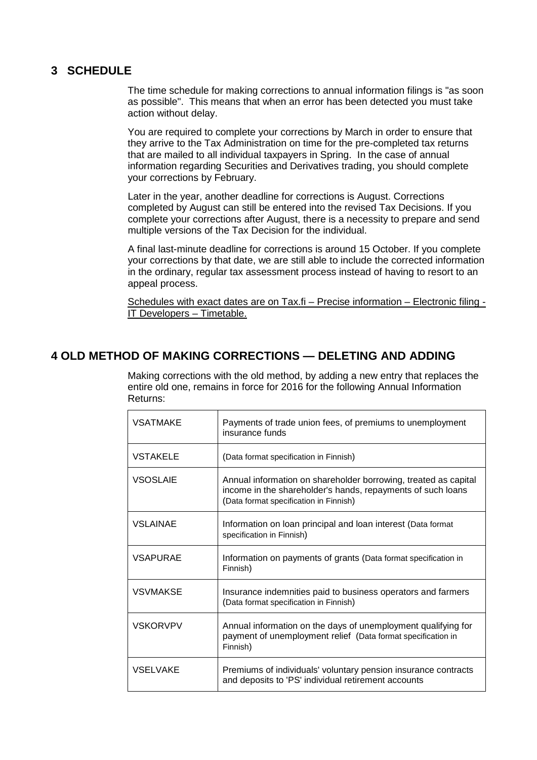## 3 SCHEDULE

The time schedule for making corrections to annual information filings is "as soon as possible". This means that when an error has been detected you must take action without delay.

You are required to complete your corrections by March in order to ensure that they arrive to the Tax Administration on time for the pre-completed tax returns that are mailed to all individual taxpayers in Spring. In the case of annual information regarding Securities and Derivatives trading, you should complete your corrections by February.

Later in the year, another deadline for corrections is August. Corrections completed by August can still be entered into the revised Tax Decisions. If you complete your corrections after August, there is a necessity to prepare and send multiple versions of the Tax Decision for the individual.

A final last-minute deadline for corrections is around 15 October. If you complete your corrections by that date, we are still able to include the corrected information in the ordinary, regular tax assessment process instead of having to resort to an appeal process.

Schedules with exact dates are on Tax.fi – Precise information – Electronic filing - IT Developers – Timetable.

## 4 OLD METHOD OF MAKING CORRECTIONS — DELETING AND ADDING

Making corrections with the old method, by adding a new entry that replaces the entire old one, remains in force for 2016 for the following Annual Information Returns:

| | |
|---|---|
| VSATMAKE | Payments of trade union fees, of premiums to unemployment insurance funds |
| VSTAKELE | (Data format specification in Finnish) |
| VSOSLAIE | Annual information on shareholder borrowing, treated as capital income in the shareholder's hands, repayments of such loans (Data format specification in Finnish) |
| VSLAINAE | Information on loan principal and loan interest (Data format specification in Finnish) |
| VSAPURAE | Information on payments of grants (Data format specification in Finnish) |
| VSVMAKSE | Insurance indemnities paid to business operators and farmers (Data format specification in Finnish) |
| VSKORVPV | Annual information on the days of unemployment qualifying for payment of unemployment relief (Data format specification in Finnish) |
| VSELVAKE | Premiums of individuals' voluntary pension insurance contracts and deposits to 'PS' individual retirement accounts |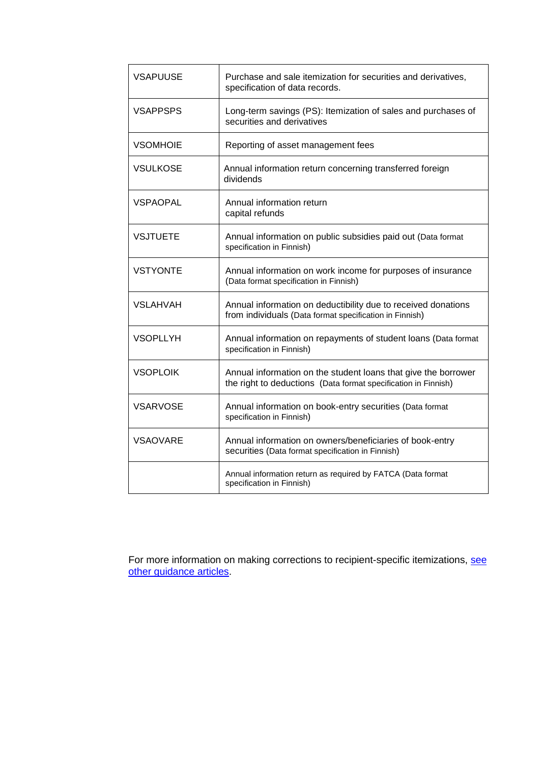| | |
|---|---|
| VSAPUUSE | Purchase and sale itemization for securities and derivatives, specification of data records. |
| VSAPPSPS | Long-term savings (PS): Itemization of sales and purchases of securities and derivatives |
| VSOMHOIE | Reporting of asset management fees |
| VSULKOSE | Annual information return concerning transferred foreign dividends |
| VSPAOPAL | Annual information return capital refunds |
| VSJTUETE | Annual information on public subsidies paid out (Data format specification in Finnish) |
| VSTYONTE | Annual information on work income for purposes of insurance (Data format specification in Finnish) |
| VSLAHVAH | Annual information on deductibility due to received donations from individuals (Data format specification in Finnish) |
| VSOPLLYH | Annual information on repayments of student loans (Data format specification in Finnish) |
| VSOPLOIK | Annual information on the student loans that give the borrower the right to deductions (Data format specification in Finnish) |
| VSARVOSE | Annual information on book-entry securities (Data format specification in Finnish) |
| VSAOVARE | Annual information on owners/beneficiaries of book-entry securities (Data format specification in Finnish) |
| | Annual information return as required by FATCA (Data format specification in Finnish) |

For more information on making corrections to recipient-specific itemizations, see other guidance articles.